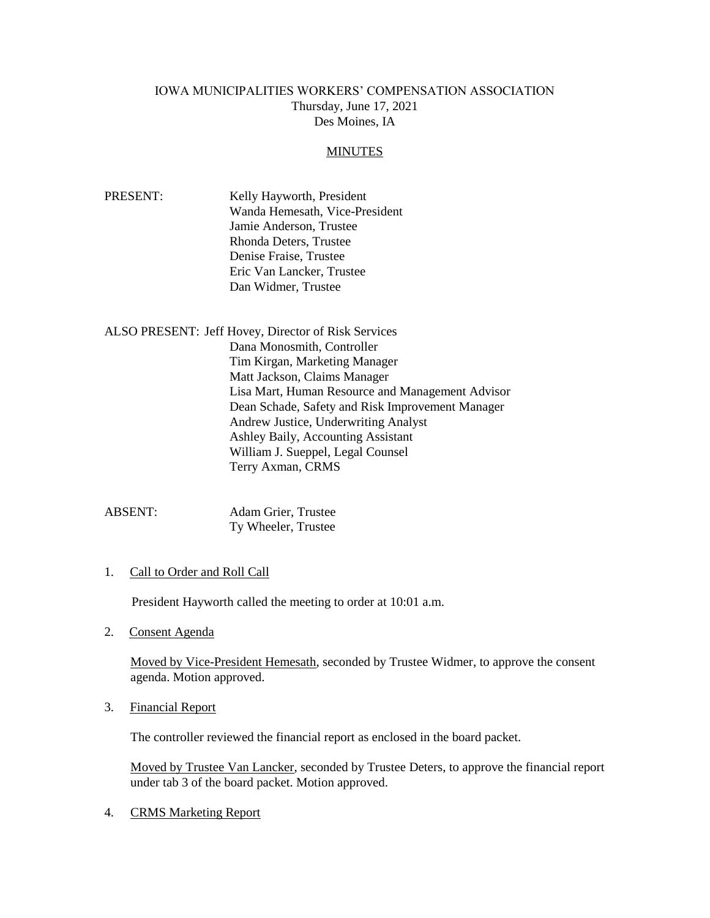# IOWA MUNICIPALITIES WORKERS' COMPENSATION ASSOCIATION

Thursday, June 17, 2021

Des Moines, IA

## MINUTES

PRESENT: Kelly Hayworth, President
Wanda Hemesath, Vice-President
Jamie Anderson, Trustee
Rhonda Deters, Trustee
Denise Fraise, Trustee
Eric Van Lancker, Trustee
Dan Widmer, Trustee

ALSO PRESENT: Jeff Hovey, Director of Risk Services
Dana Monosmith, Controller
Tim Kirgan, Marketing Manager
Matt Jackson, Claims Manager
Lisa Mart, Human Resource and Management Advisor
Dean Schade, Safety and Risk Improvement Manager
Andrew Justice, Underwriting Analyst
Ashley Baily, Accounting Assistant
William J. Sueppel, Legal Counsel
Terry Axman, CRMS

ABSENT: Adam Grier, Trustee
Ty Wheeler, Trustee

1. Call to Order and Roll Call

   President Hayworth called the meeting to order at 10:01 a.m.

2. Consent Agenda

   Moved by Vice-President Hemesath, seconded by Trustee Widmer, to approve the consent agenda. Motion approved.

3. Financial Report

   The controller reviewed the financial report as enclosed in the board packet.

   Moved by Trustee Van Lancker, seconded by Trustee Deters, to approve the financial report under tab 3 of the board packet. Motion approved.

4. CRMS Marketing Report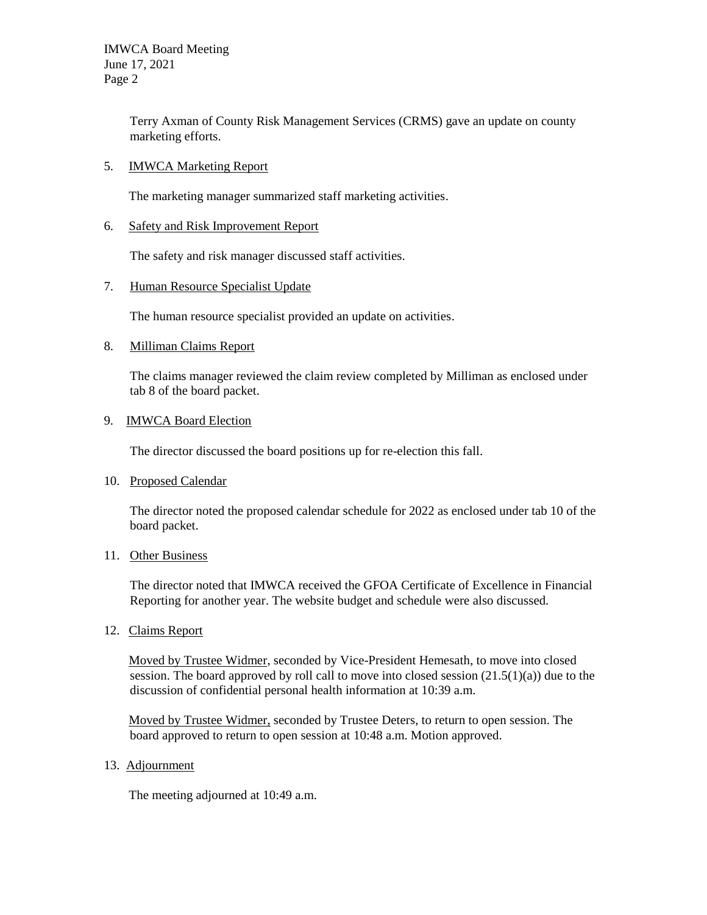Terry Axman of County Risk Management Services (CRMS) gave an update on county marketing efforts.

5. IMWCA Marketing Report

   The marketing manager summarized staff marketing activities.

6. Safety and Risk Improvement Report

   The safety and risk manager discussed staff activities.

7. Human Resource Specialist Update

   The human resource specialist provided an update on activities.

8. Milliman Claims Report

   The claims manager reviewed the claim review completed by Milliman as enclosed under tab 8 of the board packet.

9. IMWCA Board Election

   The director discussed the board positions up for re-election this fall.

10. Proposed Calendar

    The director noted the proposed calendar schedule for 2022 as enclosed under tab 10 of the board packet.

11. Other Business

    The director noted that IMWCA received the GFOA Certificate of Excellence in Financial Reporting for another year. The website budget and schedule were also discussed.

12. Claims Report

    Moved by Trustee Widmer, seconded by Vice-President Hemesath, to move into closed session. The board approved by roll call to move into closed session (21.5(1)(a)) due to the discussion of confidential personal health information at 10:39 a.m.

    Moved by Trustee Widmer, seconded by Trustee Deters, to return to open session. The board approved to return to open session at 10:48 a.m. Motion approved.

13. Adjournment

    The meeting adjourned at 10:49 a.m.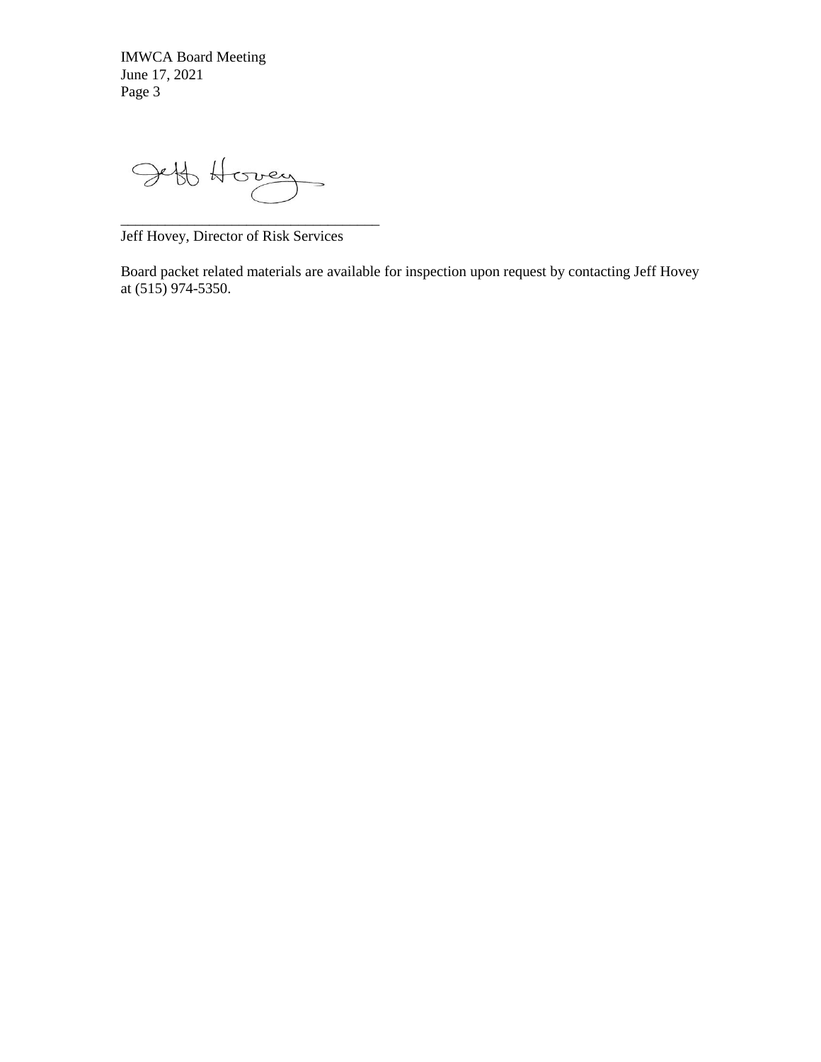\_\_\_\_\_\_\_\_\_\_\_\_\_\_\_\_\_\_\_\_\_\_\_\_\_\_\_\_\_\_\_\_\_\_\_

Jeff Hovey, Director of Risk Services

Board packet related materials are available for inspection upon request by contacting Jeff Hovey at (515) 974-5350.